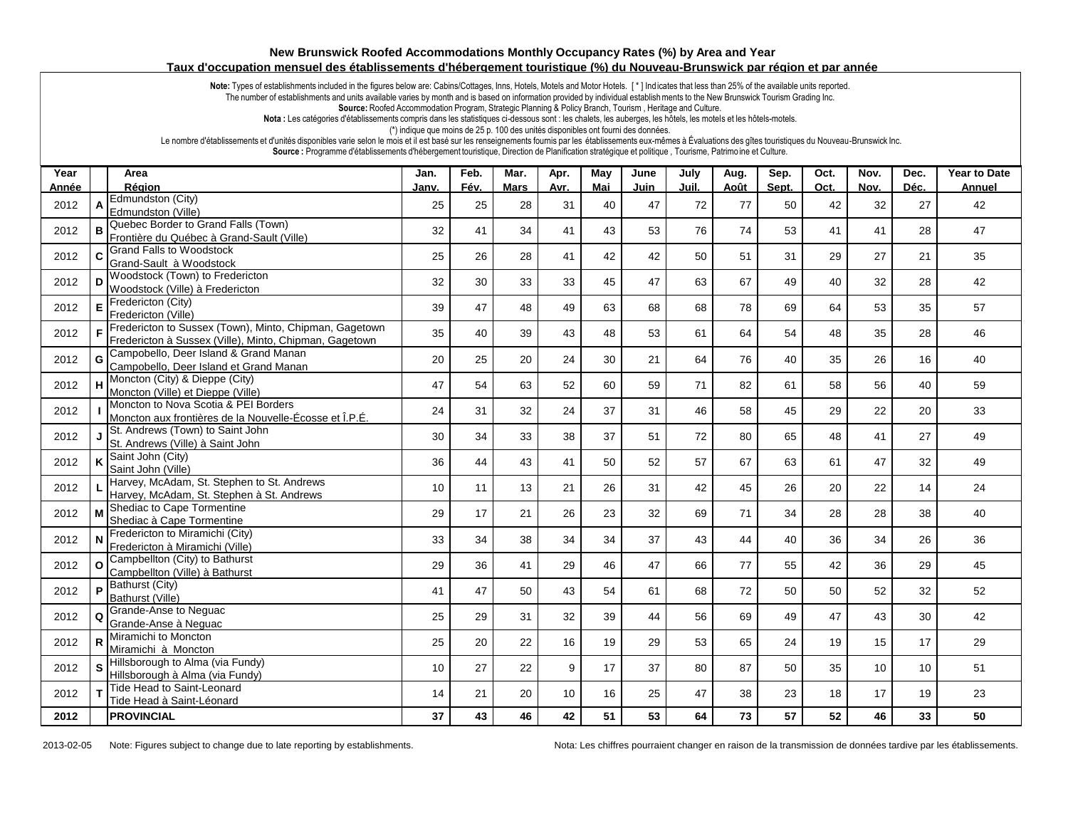## New Brunswick Roofed Accommodations Monthly Occupancy Rates (%) by Area and Year

## Taux d'occupation mensuel des établissements d'hébergement touristique (%) du Nouveau-Brunswick par région et par année

**Note:** Types of establishments included in the figures below are: Cabins/Cottages, Inns, Hotels, Motels and Motor Hotels. [ * ] Indicates that less than 25% of the available units reported.
The number of establishments and units available varies by month and is based on information provided by individual establishments to the New Brunswick Tourism Grading Inc.
**Source:** Roofed Accommodation Program, Strategic Planning & Policy Branch, Tourism , Heritage and Culture.
**Nota :** Les catégories d'établissements compris dans les statistiques ci-dessous sont : les chalets, les auberges, les hôtels, les motels et les hôtels-motels.
(*) indique que moins de 25 p. 100 des unités disponibles ont fourni des données.
Le nombre d'établissements et d'unités disponibles varie selon le mois et il est basé sur les renseignements fournis par les établissements eux-mêmes à Évaluations des gîtes touristiques du Nouveau-Brunswick Inc.
**Source :** Programme d'établissements d'hébergement touristique, Direction de Planification stratégique et politique , Tourisme, Patrimoine et Culture.

| Year Année | | Area Région | Jan. Janv. | Feb. Fév. | Mar. Mars | Apr. Avr. | May Mai | June Juin | July Juil. | Aug. Août | Sep. Sept. | Oct. Oct. | Nov. Nov. | Dec. Déc. | Year to Date Annuel |
|---|---|---|---|---|---|---|---|---|---|---|---|---|---|---|---|
| 2012 | A | Edmundston (City) Edmundston (Ville) | 25 | 25 | 28 | 31 | 40 | 47 | 72 | 77 | 50 | 42 | 32 | 27 | 42 |
| 2012 | B | Quebec Border to Grand Falls (Town) Frontière du Québec à Grand-Sault (Ville) | 32 | 41 | 34 | 41 | 43 | 53 | 76 | 74 | 53 | 41 | 41 | 28 | 47 |
| 2012 | C | Grand Falls to Woodstock Grand-Sault à Woodstock | 25 | 26 | 28 | 41 | 42 | 42 | 50 | 51 | 31 | 29 | 27 | 21 | 35 |
| 2012 | D | Woodstock (Town) to Fredericton Woodstock (Ville) à Fredericton | 32 | 30 | 33 | 33 | 45 | 47 | 63 | 67 | 49 | 40 | 32 | 28 | 42 |
| 2012 | E | Fredericton (City) Fredericton (Ville) | 39 | 47 | 48 | 49 | 63 | 68 | 68 | 78 | 69 | 64 | 53 | 35 | 57 |
| 2012 | F | Fredericton to Sussex (Town), Minto, Chipman, Gagetown Fredericton à Sussex (Ville), Minto, Chipman, Gagetown | 35 | 40 | 39 | 43 | 48 | 53 | 61 | 64 | 54 | 48 | 35 | 28 | 46 |
| 2012 | G | Campobello, Deer Island & Grand Manan Campobello, Deer Island et Grand Manan | 20 | 25 | 20 | 24 | 30 | 21 | 64 | 76 | 40 | 35 | 26 | 16 | 40 |
| 2012 | H | Moncton (City) & Dieppe (City) Moncton (Ville) et Dieppe (Ville) | 47 | 54 | 63 | 52 | 60 | 59 | 71 | 82 | 61 | 58 | 56 | 40 | 59 |
| 2012 | I | Moncton to Nova Scotia & PEI Borders Moncton aux frontières de la Nouvelle-Écosse et Î.P.É. | 24 | 31 | 32 | 24 | 37 | 31 | 46 | 58 | 45 | 29 | 22 | 20 | 33 |
| 2012 | J | St. Andrews (Town) to Saint John St. Andrews (Ville) à Saint John | 30 | 34 | 33 | 38 | 37 | 51 | 72 | 80 | 65 | 48 | 41 | 27 | 49 |
| 2012 | K | Saint John (City) Saint John (Ville) | 36 | 44 | 43 | 41 | 50 | 52 | 57 | 67 | 63 | 61 | 47 | 32 | 49 |
| 2012 | L | Harvey, McAdam, St. Stephen to St. Andrews Harvey, McAdam, St. Stephen à St. Andrews | 10 | 11 | 13 | 21 | 26 | 31 | 42 | 45 | 26 | 20 | 22 | 14 | 24 |
| 2012 | M | Shediac to Cape Tormentine Shediac à Cape Tormentine | 29 | 17 | 21 | 26 | 23 | 32 | 69 | 71 | 34 | 28 | 28 | 38 | 40 |
| 2012 | N | Fredericton to Miramichi (City) Fredericton à Miramichi (Ville) | 33 | 34 | 38 | 34 | 34 | 37 | 43 | 44 | 40 | 36 | 34 | 26 | 36 |
| 2012 | O | Campbellton (City) to Bathurst Campbellton (Ville) à Bathurst | 29 | 36 | 41 | 29 | 46 | 47 | 66 | 77 | 55 | 42 | 36 | 29 | 45 |
| 2012 | P | Bathurst (City) Bathurst (Ville) | 41 | 47 | 50 | 43 | 54 | 61 | 68 | 72 | 50 | 50 | 52 | 32 | 52 |
| 2012 | Q | Grande-Anse to Neguac Grande-Anse à Neguac | 25 | 29 | 31 | 32 | 39 | 44 | 56 | 69 | 49 | 47 | 43 | 30 | 42 |
| 2012 | R | Miramichi to Moncton Miramichi à Moncton | 25 | 20 | 22 | 16 | 19 | 29 | 53 | 65 | 24 | 19 | 15 | 17 | 29 |
| 2012 | S | Hillsborough to Alma (via Fundy) Hillsborough à Alma (via Fundy) | 10 | 27 | 22 | 9 | 17 | 37 | 80 | 87 | 50 | 35 | 10 | 10 | 51 |
| 2012 | T | Tide Head to Saint-Leonard Tide Head à Saint-Léonard | 14 | 21 | 20 | 10 | 16 | 25 | 47 | 38 | 23 | 18 | 17 | 19 | 23 |
| **2012** | | **PROVINCIAL** | **37** | **43** | **46** | **42** | **51** | **53** | **64** | **73** | **57** | **52** | **46** | **33** | **50** |

2013-02-05 Note: Figures subject to change due to late reporting by establishments.

Nota: Les chiffres pourraient changer en raison de la transmission de données tardive par les établissements.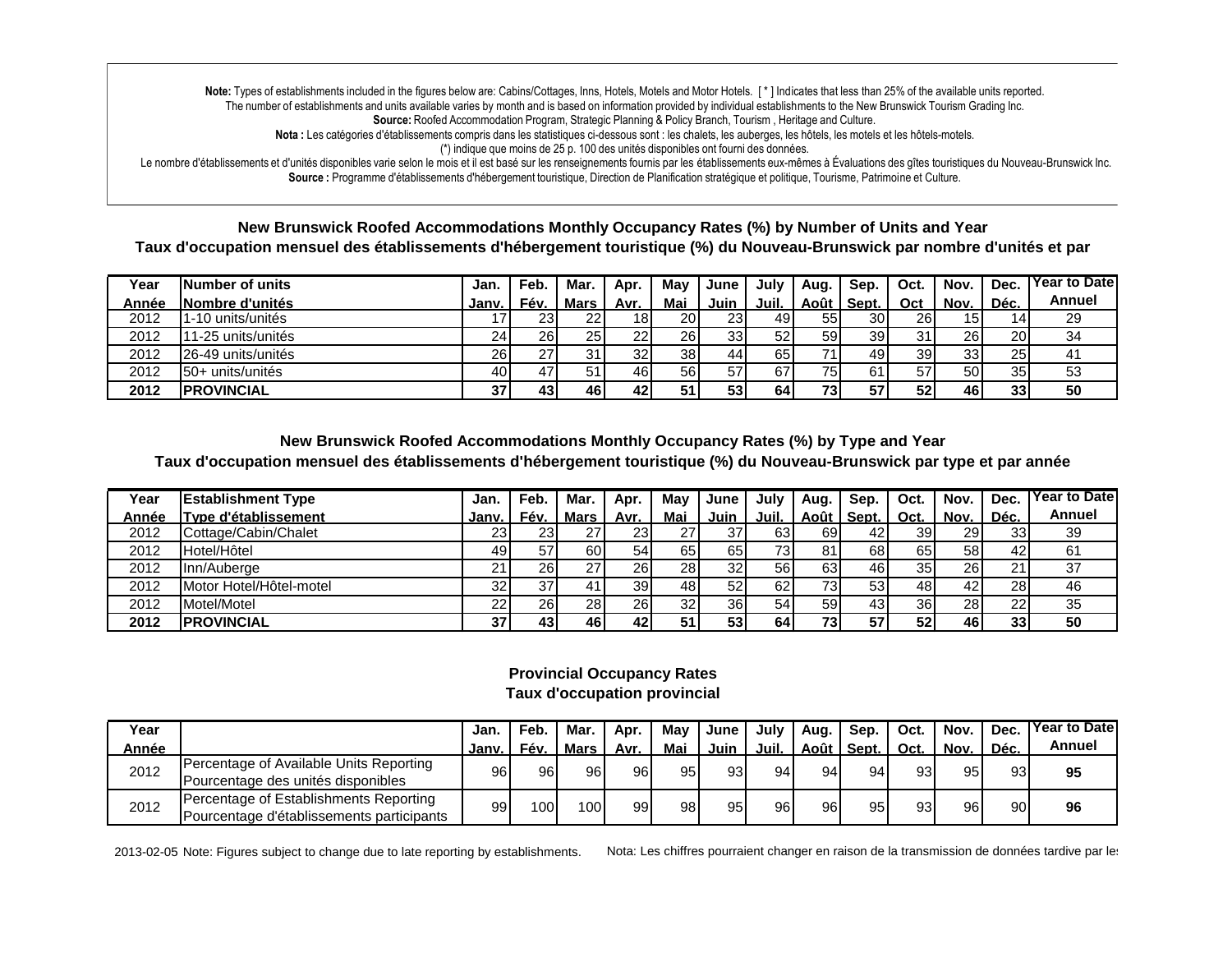**Note:** Types of establishments included in the figures below are: Cabins/Cottages, Inns, Hotels, Motels and Motor Hotels. [ * ] Indicates that less than 25% of the available units reported.
The number of establishments and units available varies by month and is based on information provided by individual establishments to the New Brunswick Tourism Grading Inc.
**Source:** Roofed Accommodation Program, Strategic Planning & Policy Branch, Tourism , Heritage and Culture.
**Nota :** Les catégories d'établissements compris dans les statistiques ci-dessous sont : les chalets, les auberges, les hôtels, les motels et les hôtels-motels.
(*) indique que moins de 25 p. 100 des unités disponibles ont fourni des données.
Le nombre d'établissements et d'unités disponibles varie selon le mois et il est basé sur les renseignements fournis par les établissements eux-mêmes à Évaluations des gîtes touristiques du Nouveau-Brunswick Inc.
**Source :** Programme d'établissements d'hébergement touristique, Direction de Planification stratégique et politique, Tourisme, Patrimoine et Culture.

## New Brunswick Roofed Accommodations Monthly Occupancy Rates (%) by Number of Units and Year
## Taux d'occupation mensuel des établissements d'hébergement touristique (%) du Nouveau-Brunswick par nombre d'unités et par

| Year Année | Number of units Nombre d'unités | Jan. Janv. | Feb. Fév. | Mar. Mars | Apr. Avr. | May Mai | June Juin | July Juil. | Aug. Août | Sep. Sept. | Oct. Oct | Nov. Nov. | Dec. Déc. | Year to Date Annuel |
|---|---|---|---|---|---|---|---|---|---|---|---|---|---|---|
| 2012 | 1-10 units/unités | 17 | 23 | 22 | 18 | 20 | 23 | 49 | 55 | 30 | 26 | 15 | 14 | 29 |
| 2012 | 11-25 units/unités | 24 | 26 | 25 | 22 | 26 | 33 | 52 | 59 | 39 | 31 | 26 | 20 | 34 |
| 2012 | 26-49 units/unités | 26 | 27 | 31 | 32 | 38 | 44 | 65 | 71 | 49 | 39 | 33 | 25 | 41 |
| 2012 | 50+ units/unités | 40 | 47 | 51 | 46 | 56 | 57 | 67 | 75 | 61 | 57 | 50 | 35 | 53 |
| **2012** | **PROVINCIAL** | **37** | **43** | **46** | **42** | **51** | **53** | **64** | **73** | **57** | **52** | **46** | **33** | **50** |

## New Brunswick Roofed Accommodations Monthly Occupancy Rates (%) by Type and Year
## Taux d'occupation mensuel des établissements d'hébergement touristique (%) du Nouveau-Brunswick par type et par année

| Year Année | Establishment Type Type d'établissement | Jan. Janv. | Feb. Fév. | Mar. Mars | Apr. Avr. | May Mai | June Juin | July Juil. | Aug. Août | Sep. Sept. | Oct. Oct. | Nov. Nov. | Dec. Déc. | Year to Date Annuel |
|---|---|---|---|---|---|---|---|---|---|---|---|---|---|---|
| 2012 | Cottage/Cabin/Chalet | 23 | 23 | 27 | 23 | 27 | 37 | 63 | 69 | 42 | 39 | 29 | 33 | 39 |
| 2012 | Hotel/Hôtel | 49 | 57 | 60 | 54 | 65 | 65 | 73 | 81 | 68 | 65 | 58 | 42 | 61 |
| 2012 | Inn/Auberge | 21 | 26 | 27 | 26 | 28 | 32 | 56 | 63 | 46 | 35 | 26 | 21 | 37 |
| 2012 | Motor Hotel/Hôtel-motel | 32 | 37 | 41 | 39 | 48 | 52 | 62 | 73 | 53 | 48 | 42 | 28 | 46 |
| 2012 | Motel/Motel | 22 | 26 | 28 | 26 | 32 | 36 | 54 | 59 | 43 | 36 | 28 | 22 | 35 |
| **2012** | **PROVINCIAL** | **37** | **43** | **46** | **42** | **51** | **53** | **64** | **73** | **57** | **52** | **46** | **33** | **50** |

## Provincial Occupancy Rates
## Taux d'occupation provincial

| Year Année | | Jan. Janv. | Feb. Fév. | Mar. Mars | Apr. Avr. | May Mai | June Juin | July Juil. | Aug. Août | Sep. Sept. | Oct. Oct. | Nov. Nov. | Dec. Déc. | Year to Date Annuel |
|---|---|---|---|---|---|---|---|---|---|---|---|---|---|---|
| 2012 | Percentage of Available Units Reporting Pourcentage des unités disponibles | 96 | 96 | 96 | 96 | 95 | 93 | 94 | 94 | 94 | 93 | 95 | 93 | **95** |
| 2012 | Percentage of Establishments Reporting Pourcentage d'établissements participants | 99 | 100 | 100 | 99 | 98 | 95 | 96 | 96 | 95 | 93 | 96 | 90 | **96** |

2013-02-05 Note: Figures subject to change due to late reporting by establishments. Nota: Les chiffres pourraient changer en raison de la transmission de données tardive par les